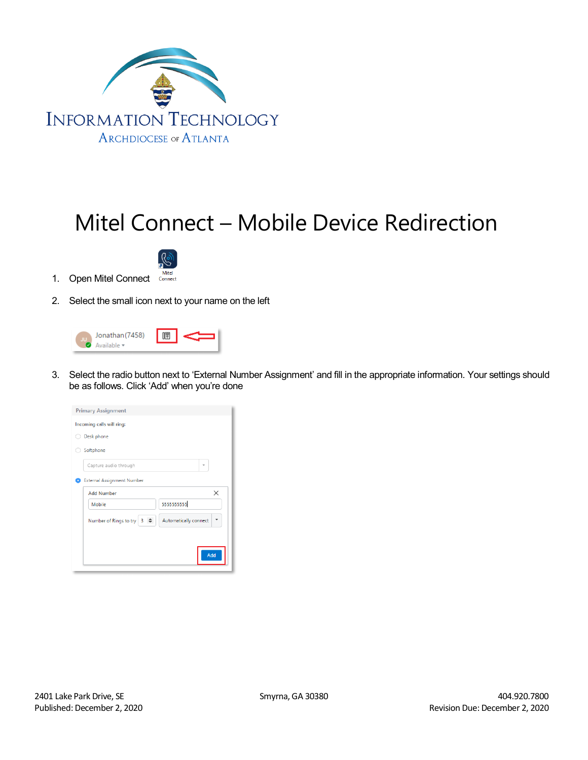INFORMATION TECHNOLOGY
ARCHDIOCESE OF ATLANTA

# Mitel Connect – Mobile Device Redirection

1. Open Mitel Connect

2. Select the small icon next to your name on the left

3. Select the radio button next to 'External Number Assignment' and fill in the appropriate information. Your settings should be as follows. Click 'Add' when you're done

2401 Lake Park Drive, SE
Published: December 2, 2020

Smyrna, GA 30380

404.920.7800
Revision Due: December 2, 2020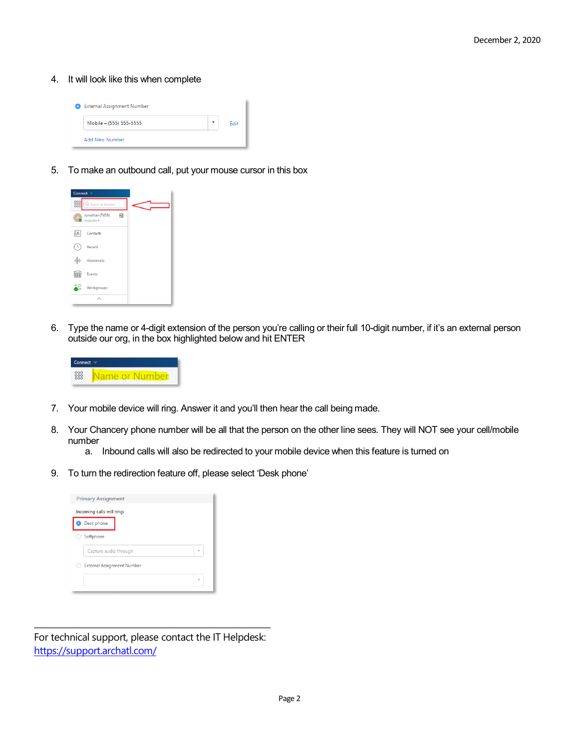4. It will look like this when complete

5. To make an outbound call, put your mouse cursor in this box

6. Type the name or 4-digit extension of the person you're calling or their full 10-digit number, if it's an external person outside our org, in the box highlighted below and hit ENTER

7. Your mobile device will ring. Answer it and you'll then hear the call being made.

8. Your Chancery phone number will be all that the person on the other line sees. They will NOT see your cell/mobile number
   a. Inbound calls will also be redirected to your mobile device when this feature is turned on

9. To turn the redirection feature off, please select 'Desk phone'

---

For technical support, please contact the IT Helpdesk:
https://support.archatl.com/